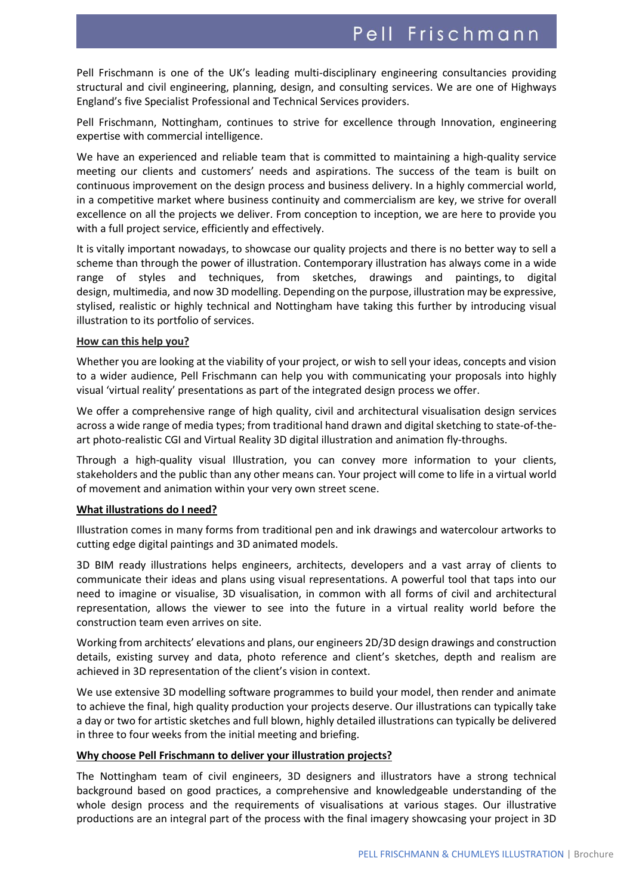# Pell Frischmann

Pell Frischmann is one of the UK's leading multi-disciplinary engineering consultancies providing structural and civil engineering, planning, design, and consulting services. We are one of Highways England's five Specialist Professional and Technical Services providers.

Pell Frischmann, Nottingham, continues to strive for excellence through Innovation, engineering expertise with commercial intelligence.

We have an experienced and reliable team that is committed to maintaining a high-quality service meeting our clients and customers' needs and aspirations. The success of the team is built on continuous improvement on the design process and business delivery. In a highly commercial world, in a competitive market where business continuity and commercialism are key, we strive for overall excellence on all the projects we deliver. From conception to inception, we are here to provide you with a full project service, efficiently and effectively.

It is vitally important nowadays, to showcase our quality projects and there is no better way to sell a scheme than through the power of illustration. Contemporary illustration has always come in a wide range of styles and techniques, from sketches, drawings and paintings, to digital design, multimedia, and now 3D modelling. Depending on the purpose, illustration may be expressive, stylised, realistic or highly technical and Nottingham have taking this further by introducing visual illustration to its portfolio of services.

**How can this help you?**

Whether you are looking at the viability of your project, or wish to sell your ideas, concepts and vision to a wider audience, Pell Frischmann can help you with communicating your proposals into highly visual 'virtual reality' presentations as part of the integrated design process we offer.

We offer a comprehensive range of high quality, civil and architectural visualisation design services across a wide range of media types; from traditional hand drawn and digital sketching to state-of-the-art photo-realistic CGI and Virtual Reality 3D digital illustration and animation fly-throughs.

Through a high-quality visual Illustration, you can convey more information to your clients, stakeholders and the public than any other means can. Your project will come to life in a virtual world of movement and animation within your very own street scene.

**What illustrations do I need?**

Illustration comes in many forms from traditional pen and ink drawings and watercolour artworks to cutting edge digital paintings and 3D animated models.

3D BIM ready illustrations helps engineers, architects, developers and a vast array of clients to communicate their ideas and plans using visual representations. A powerful tool that taps into our need to imagine or visualise, 3D visualisation, in common with all forms of civil and architectural representation, allows the viewer to see into the future in a virtual reality world before the construction team even arrives on site.

Working from architects' elevations and plans, our engineers 2D/3D design drawings and construction details, existing survey and data, photo reference and client's sketches, depth and realism are achieved in 3D representation of the client's vision in context.

We use extensive 3D modelling software programmes to build your model, then render and animate to achieve the final, high quality production your projects deserve. Our illustrations can typically take a day or two for artistic sketches and full blown, highly detailed illustrations can typically be delivered in three to four weeks from the initial meeting and briefing.

**Why choose Pell Frischmann to deliver your illustration projects?**

The Nottingham team of civil engineers, 3D designers and illustrators have a strong technical background based on good practices, a comprehensive and knowledgeable understanding of the whole design process and the requirements of visualisations at various stages. Our illustrative productions are an integral part of the process with the final imagery showcasing your project in 3D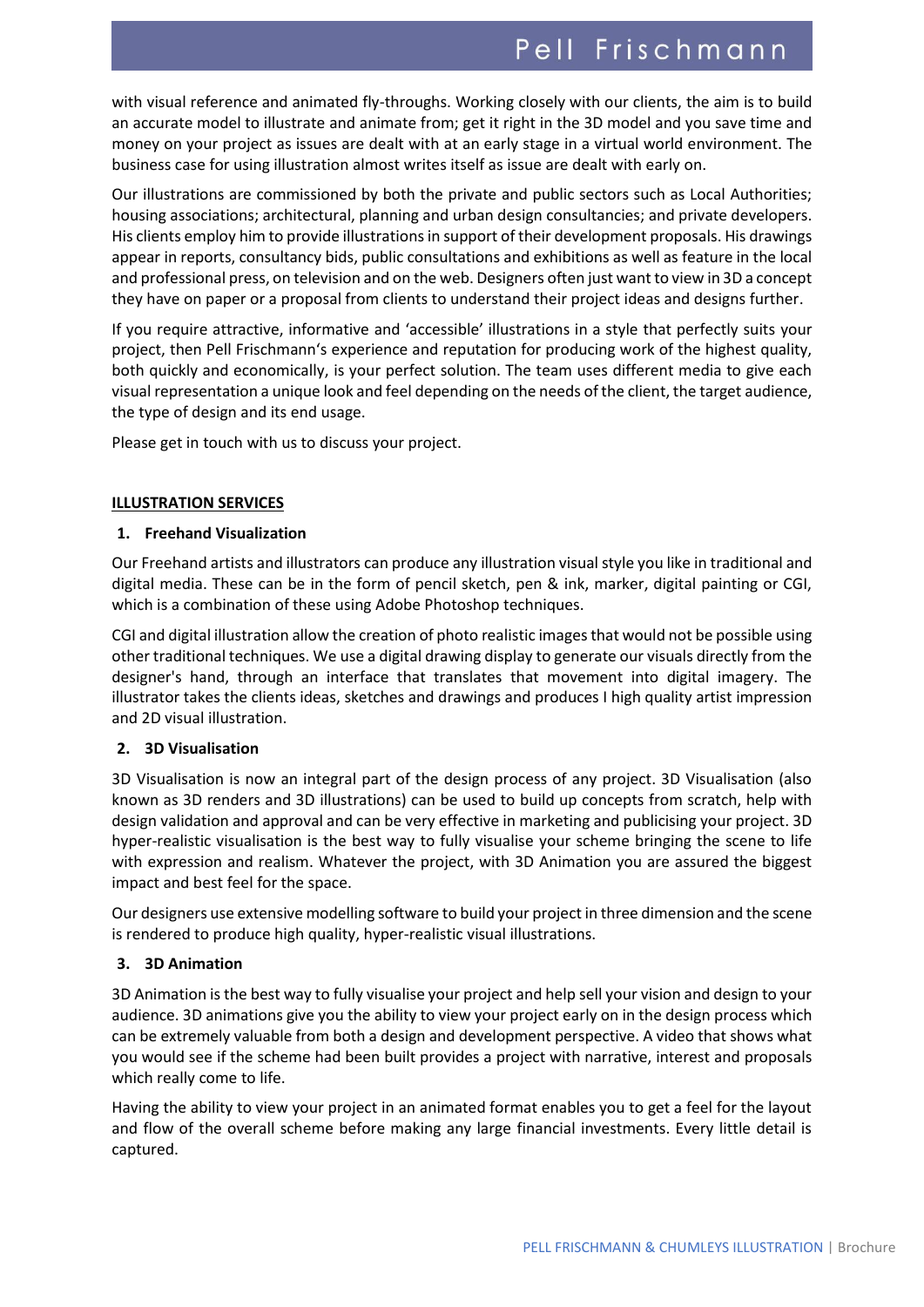with visual reference and animated fly-throughs. Working closely with our clients, the aim is to build an accurate model to illustrate and animate from; get it right in the 3D model and you save time and money on your project as issues are dealt with at an early stage in a virtual world environment. The business case for using illustration almost writes itself as issue are dealt with early on.

Our illustrations are commissioned by both the private and public sectors such as Local Authorities; housing associations; architectural, planning and urban design consultancies; and private developers. His clients employ him to provide illustrations in support of their development proposals. His drawings appear in reports, consultancy bids, public consultations and exhibitions as well as feature in the local and professional press, on television and on the web. Designers often just want to view in 3D a concept they have on paper or a proposal from clients to understand their project ideas and designs further.

If you require attractive, informative and 'accessible' illustrations in a style that perfectly suits your project, then Pell Frischmann's experience and reputation for producing work of the highest quality, both quickly and economically, is your perfect solution. The team uses different media to give each visual representation a unique look and feel depending on the needs of the client, the target audience, the type of design and its end usage.

Please get in touch with us to discuss your project.

**ILLUSTRATION SERVICES**

**1. Freehand Visualization**

Our Freehand artists and illustrators can produce any illustration visual style you like in traditional and digital media. These can be in the form of pencil sketch, pen & ink, marker, digital painting or CGI, which is a combination of these using Adobe Photoshop techniques.

CGI and digital illustration allow the creation of photo realistic images that would not be possible using other traditional techniques. We use a digital drawing display to generate our visuals directly from the designer's hand, through an interface that translates that movement into digital imagery. The illustrator takes the clients ideas, sketches and drawings and produces I high quality artist impression and 2D visual illustration.

**2. 3D Visualisation**

3D Visualisation is now an integral part of the design process of any project. 3D Visualisation (also known as 3D renders and 3D illustrations) can be used to build up concepts from scratch, help with design validation and approval and can be very effective in marketing and publicising your project. 3D hyper-realistic visualisation is the best way to fully visualise your scheme bringing the scene to life with expression and realism. Whatever the project, with 3D Animation you are assured the biggest impact and best feel for the space.

Our designers use extensive modelling software to build your project in three dimension and the scene is rendered to produce high quality, hyper-realistic visual illustrations.

**3. 3D Animation**

3D Animation is the best way to fully visualise your project and help sell your vision and design to your audience. 3D animations give you the ability to view your project early on in the design process which can be extremely valuable from both a design and development perspective. A video that shows what you would see if the scheme had been built provides a project with narrative, interest and proposals which really come to life.

Having the ability to view your project in an animated format enables you to get a feel for the layout and flow of the overall scheme before making any large financial investments. Every little detail is captured.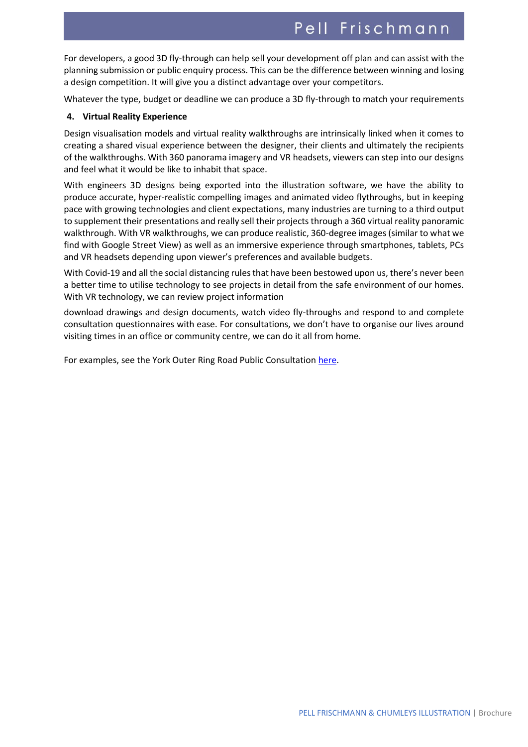For developers, a good 3D fly-through can help sell your development off plan and can assist with the planning submission or public enquiry process. This can be the difference between winning and losing a design competition. It will give you a distinct advantage over your competitors.

Whatever the type, budget or deadline we can produce a 3D fly-through to match your requirements

## 4. Virtual Reality Experience

Design visualisation models and virtual reality walkthroughs are intrinsically linked when it comes to creating a shared visual experience between the designer, their clients and ultimately the recipients of the walkthroughs. With 360 panorama imagery and VR headsets, viewers can step into our designs and feel what it would be like to inhabit that space.

With engineers 3D designs being exported into the illustration software, we have the ability to produce accurate, hyper-realistic compelling images and animated video flythroughs, but in keeping pace with growing technologies and client expectations, many industries are turning to a third output to supplement their presentations and really sell their projects through a 360 virtual reality panoramic walkthrough. With VR walkthroughs, we can produce realistic, 360-degree images (similar to what we find with Google Street View) as well as an immersive experience through smartphones, tablets, PCs and VR headsets depending upon viewer's preferences and available budgets.

With Covid-19 and all the social distancing rules that have been bestowed upon us, there's never been a better time to utilise technology to see projects in detail from the safe environment of our homes. With VR technology, we can review project information

download drawings and design documents, watch video fly-throughs and respond to and complete consultation questionnaires with ease. For consultations, we don't have to organise our lives around visiting times in an office or community centre, we can do it all from home.

For examples, see the York Outer Ring Road Public Consultation here.